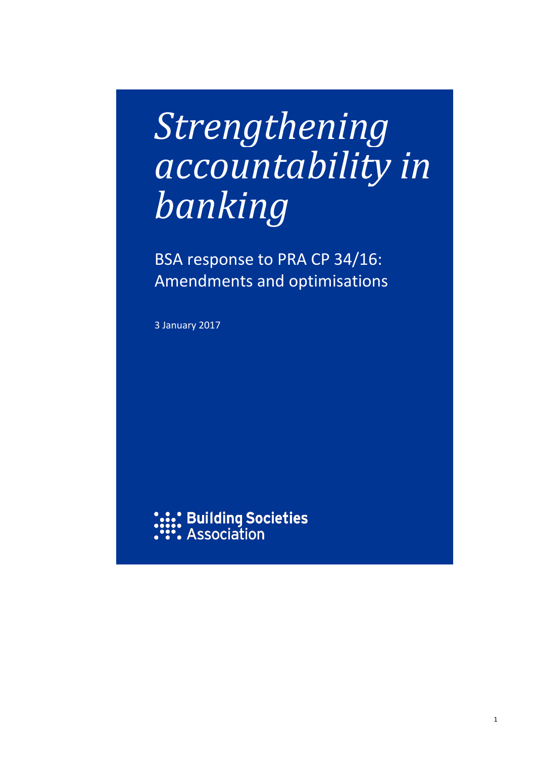# *Strengthening accountability in banking*

BSA response to PRA CP 34/16: Amendments and optimisations

3 January 2017

Building Societies Association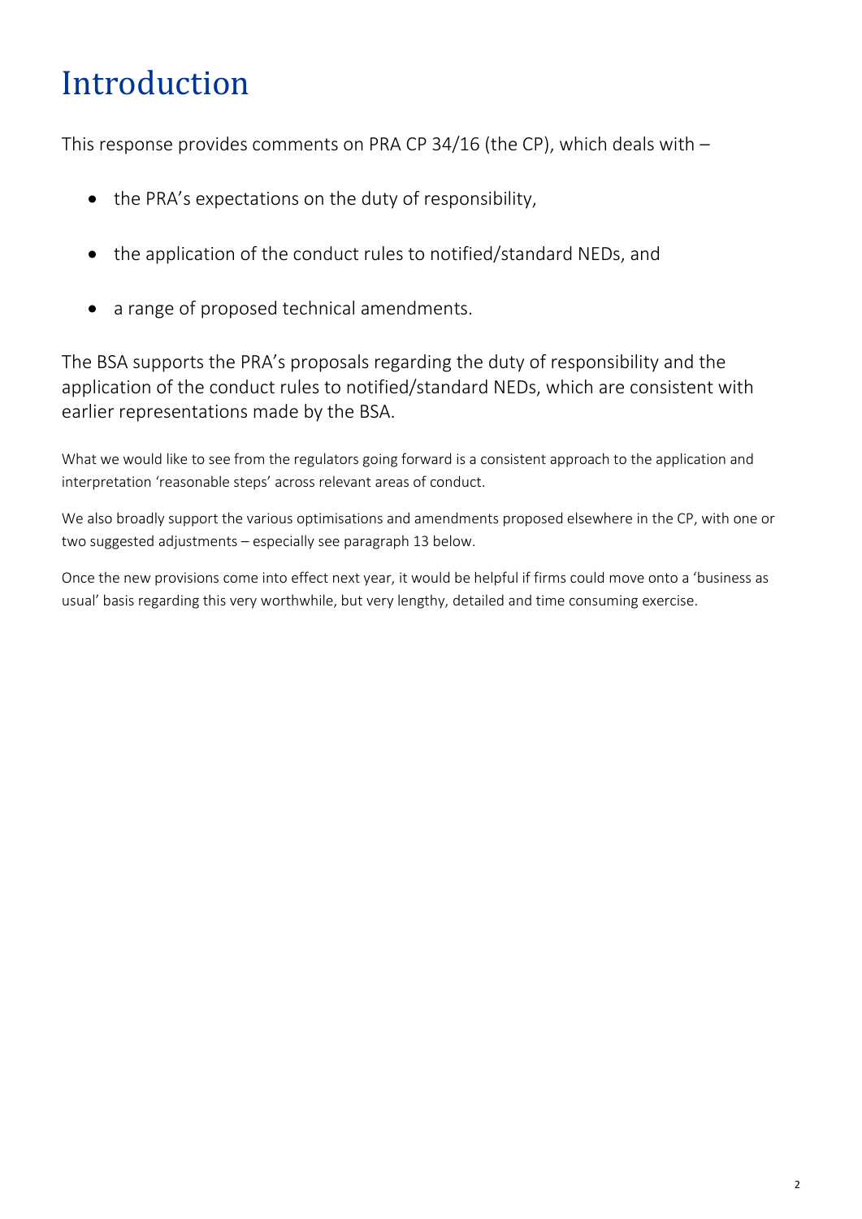# Introduction

This response provides comments on PRA CP 34/16 (the CP), which deals with –

- the PRA's expectations on the duty of responsibility,
- the application of the conduct rules to notified/standard NEDs, and
- a range of proposed technical amendments.

The BSA supports the PRA's proposals regarding the duty of responsibility and the application of the conduct rules to notified/standard NEDs, which are consistent with earlier representations made by the BSA.

What we would like to see from the regulators going forward is a consistent approach to the application and interpretation 'reasonable steps' across relevant areas of conduct.

We also broadly support the various optimisations and amendments proposed elsewhere in the CP, with one or two suggested adjustments – especially see paragraph 13 below.

Once the new provisions come into effect next year, it would be helpful if firms could move onto a 'business as usual' basis regarding this very worthwhile, but very lengthy, detailed and time consuming exercise.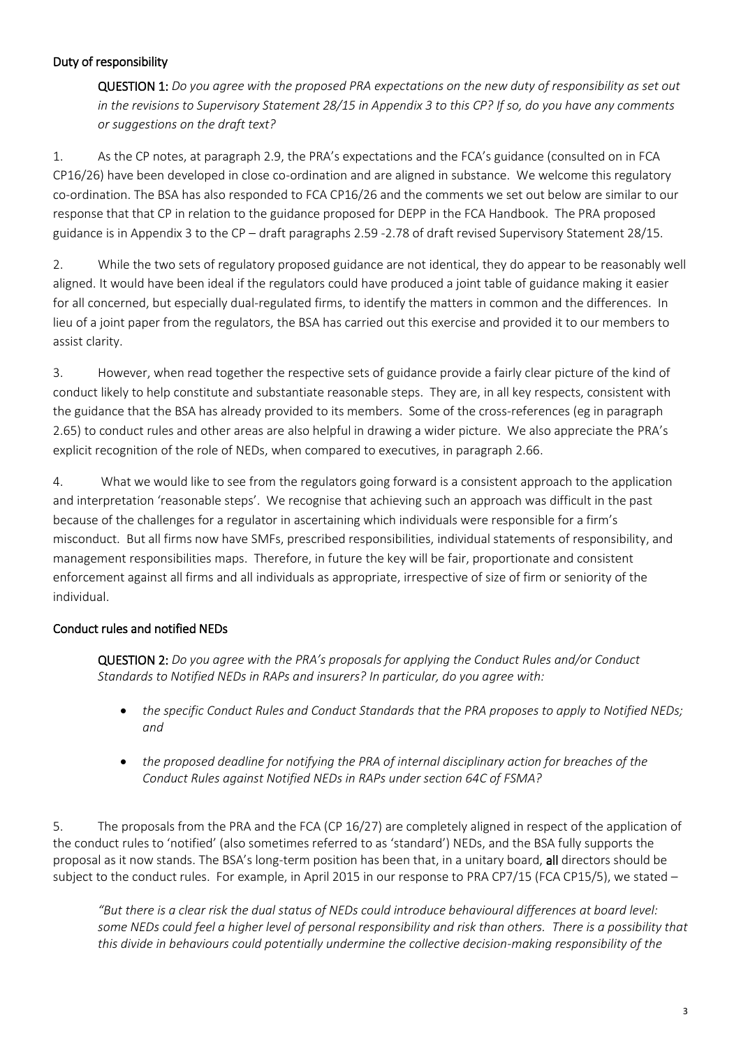### Duty of responsibility

> **QUESTION 1:** *Do you agree with the proposed PRA expectations on the new duty of responsibility as set out in the revisions to Supervisory Statement 28/15 in Appendix 3 to this CP? If so, do you have any comments or suggestions on the draft text?*

1. As the CP notes, at paragraph 2.9, the PRA's expectations and the FCA's guidance (consulted on in FCA CP16/26) have been developed in close co-ordination and are aligned in substance. We welcome this regulatory co-ordination. The BSA has also responded to FCA CP16/26 and the comments we set out below are similar to our response that that CP in relation to the guidance proposed for DEPP in the FCA Handbook. The PRA proposed guidance is in Appendix 3 to the CP – draft paragraphs 2.59 -2.78 of draft revised Supervisory Statement 28/15.

2. While the two sets of regulatory proposed guidance are not identical, they do appear to be reasonably well aligned. It would have been ideal if the regulators could have produced a joint table of guidance making it easier for all concerned, but especially dual-regulated firms, to identify the matters in common and the differences. In lieu of a joint paper from the regulators, the BSA has carried out this exercise and provided it to our members to assist clarity.

3. However, when read together the respective sets of guidance provide a fairly clear picture of the kind of conduct likely to help constitute and substantiate reasonable steps. They are, in all key respects, consistent with the guidance that the BSA has already provided to its members. Some of the cross-references (eg in paragraph 2.65) to conduct rules and other areas are also helpful in drawing a wider picture. We also appreciate the PRA's explicit recognition of the role of NEDs, when compared to executives, in paragraph 2.66.

4. What we would like to see from the regulators going forward is a consistent approach to the application and interpretation 'reasonable steps'. We recognise that achieving such an approach was difficult in the past because of the challenges for a regulator in ascertaining which individuals were responsible for a firm's misconduct. But all firms now have SMFs, prescribed responsibilities, individual statements of responsibility, and management responsibilities maps. Therefore, in future the key will be fair, proportionate and consistent enforcement against all firms and all individuals as appropriate, irrespective of size of firm or seniority of the individual.

### Conduct rules and notified NEDs

> **QUESTION 2:** *Do you agree with the PRA's proposals for applying the Conduct Rules and/or Conduct Standards to Notified NEDs in RAPs and insurers? In particular, do you agree with:*
>
> - *the specific Conduct Rules and Conduct Standards that the PRA proposes to apply to Notified NEDs; and*
> - *the proposed deadline for notifying the PRA of internal disciplinary action for breaches of the Conduct Rules against Notified NEDs in RAPs under section 64C of FSMA?*

5. The proposals from the PRA and the FCA (CP 16/27) are completely aligned in respect of the application of the conduct rules to 'notified' (also sometimes referred to as 'standard') NEDs, and the BSA fully supports the proposal as it now stands. The BSA's long-term position has been that, in a unitary board, **all** directors should be subject to the conduct rules. For example, in April 2015 in our response to PRA CP7/15 (FCA CP15/5), we stated –

> *"But there is a clear risk the dual status of NEDs could introduce behavioural differences at board level: some NEDs could feel a higher level of personal responsibility and risk than others. There is a possibility that this divide in behaviours could potentially undermine the collective decision-making responsibility of the*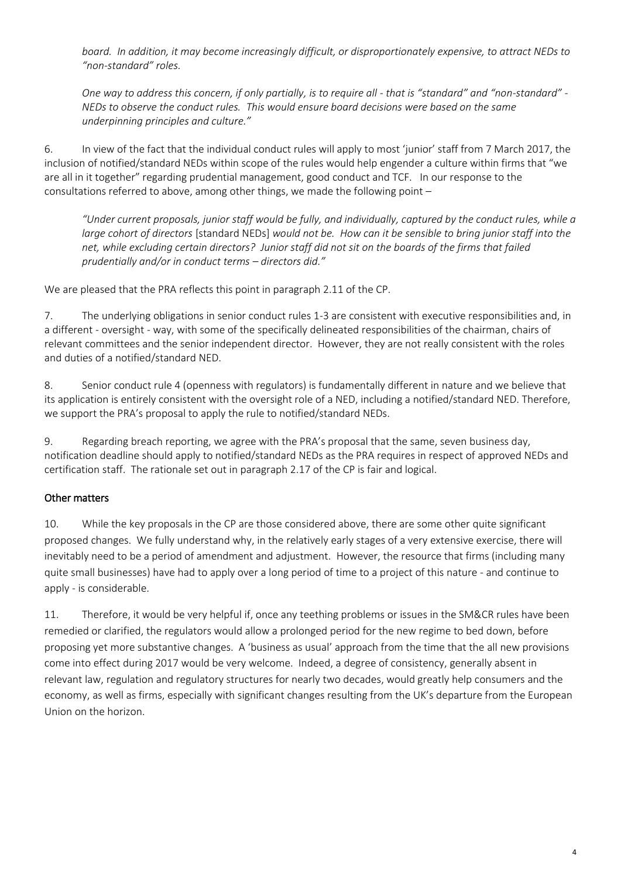*board. In addition, it may become increasingly difficult, or disproportionately expensive, to attract NEDs to "non-standard" roles.*

*One way to address this concern, if only partially, is to require all - that is "standard" and "non-standard" - NEDs to observe the conduct rules. This would ensure board decisions were based on the same underpinning principles and culture."*

6. In view of the fact that the individual conduct rules will apply to most 'junior' staff from 7 March 2017, the inclusion of notified/standard NEDs within scope of the rules would help engender a culture within firms that "we are all in it together" regarding prudential management, good conduct and TCF. In our response to the consultations referred to above, among other things, we made the following point –

*"Under current proposals, junior staff would be fully, and individually, captured by the conduct rules, while a large cohort of directors* [standard NEDs] *would not be. How can it be sensible to bring junior staff into the net, while excluding certain directors? Junior staff did not sit on the boards of the firms that failed prudentially and/or in conduct terms – directors did."*

We are pleased that the PRA reflects this point in paragraph 2.11 of the CP.

7. The underlying obligations in senior conduct rules 1-3 are consistent with executive responsibilities and, in a different - oversight - way, with some of the specifically delineated responsibilities of the chairman, chairs of relevant committees and the senior independent director. However, they are not really consistent with the roles and duties of a notified/standard NED.

8. Senior conduct rule 4 (openness with regulators) is fundamentally different in nature and we believe that its application is entirely consistent with the oversight role of a NED, including a notified/standard NED. Therefore, we support the PRA's proposal to apply the rule to notified/standard NEDs.

9. Regarding breach reporting, we agree with the PRA's proposal that the same, seven business day, notification deadline should apply to notified/standard NEDs as the PRA requires in respect of approved NEDs and certification staff. The rationale set out in paragraph 2.17 of the CP is fair and logical.

## Other matters

10. While the key proposals in the CP are those considered above, there are some other quite significant proposed changes. We fully understand why, in the relatively early stages of a very extensive exercise, there will inevitably need to be a period of amendment and adjustment. However, the resource that firms (including many quite small businesses) have had to apply over a long period of time to a project of this nature - and continue to apply - is considerable.

11. Therefore, it would be very helpful if, once any teething problems or issues in the SM&CR rules have been remedied or clarified, the regulators would allow a prolonged period for the new regime to bed down, before proposing yet more substantive changes. A 'business as usual' approach from the time that the all new provisions come into effect during 2017 would be very welcome. Indeed, a degree of consistency, generally absent in relevant law, regulation and regulatory structures for nearly two decades, would greatly help consumers and the economy, as well as firms, especially with significant changes resulting from the UK's departure from the European Union on the horizon.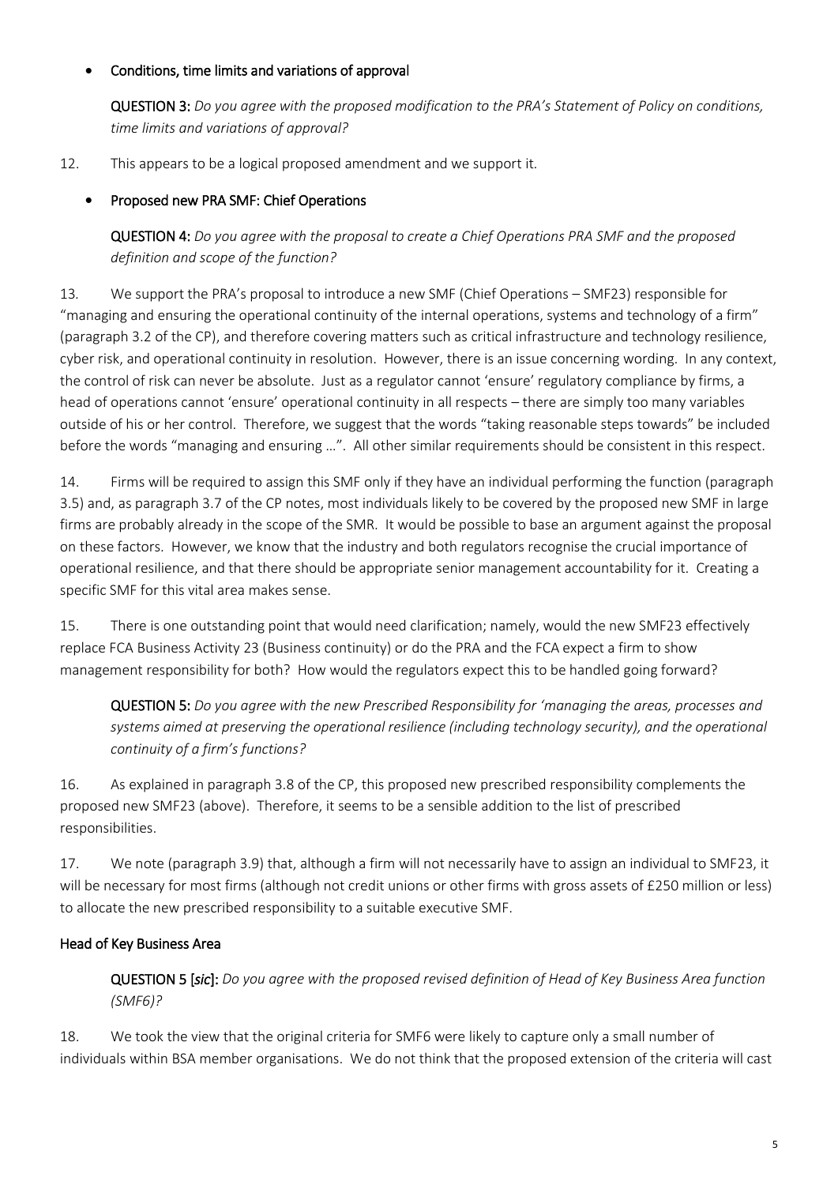- **Conditions, time limits and variations of approval**

  **QUESTION 3:** *Do you agree with the proposed modification to the PRA's Statement of Policy on conditions, time limits and variations of approval?*

12. This appears to be a logical proposed amendment and we support it.

- **Proposed new PRA SMF: Chief Operations**

  **QUESTION 4:** *Do you agree with the proposal to create a Chief Operations PRA SMF and the proposed definition and scope of the function?*

13. We support the PRA's proposal to introduce a new SMF (Chief Operations – SMF23) responsible for "managing and ensuring the operational continuity of the internal operations, systems and technology of a firm" (paragraph 3.2 of the CP), and therefore covering matters such as critical infrastructure and technology resilience, cyber risk, and operational continuity in resolution. However, there is an issue concerning wording. In any context, the control of risk can never be absolute. Just as a regulator cannot 'ensure' regulatory compliance by firms, a head of operations cannot 'ensure' operational continuity in all respects – there are simply too many variables outside of his or her control. Therefore, we suggest that the words "taking reasonable steps towards" be included before the words "managing and ensuring …". All other similar requirements should be consistent in this respect.

14. Firms will be required to assign this SMF only if they have an individual performing the function (paragraph 3.5) and, as paragraph 3.7 of the CP notes, most individuals likely to be covered by the proposed new SMF in large firms are probably already in the scope of the SMR. It would be possible to base an argument against the proposal on these factors. However, we know that the industry and both regulators recognise the crucial importance of operational resilience, and that there should be appropriate senior management accountability for it. Creating a specific SMF for this vital area makes sense.

15. There is one outstanding point that would need clarification; namely, would the new SMF23 effectively replace FCA Business Activity 23 (Business continuity) or do the PRA and the FCA expect a firm to show management responsibility for both? How would the regulators expect this to be handled going forward?

  **QUESTION 5:** *Do you agree with the new Prescribed Responsibility for 'managing the areas, processes and systems aimed at preserving the operational resilience (including technology security), and the operational continuity of a firm's functions?*

16. As explained in paragraph 3.8 of the CP, this proposed new prescribed responsibility complements the proposed new SMF23 (above). Therefore, it seems to be a sensible addition to the list of prescribed responsibilities.

17. We note (paragraph 3.9) that, although a firm will not necessarily have to assign an individual to SMF23, it will be necessary for most firms (although not credit unions or other firms with gross assets of £250 million or less) to allocate the new prescribed responsibility to a suitable executive SMF.

### Head of Key Business Area

  **QUESTION 5 [*sic*]:** *Do you agree with the proposed revised definition of Head of Key Business Area function (SMF6)?*

18. We took the view that the original criteria for SMF6 were likely to capture only a small number of individuals within BSA member organisations. We do not think that the proposed extension of the criteria will cast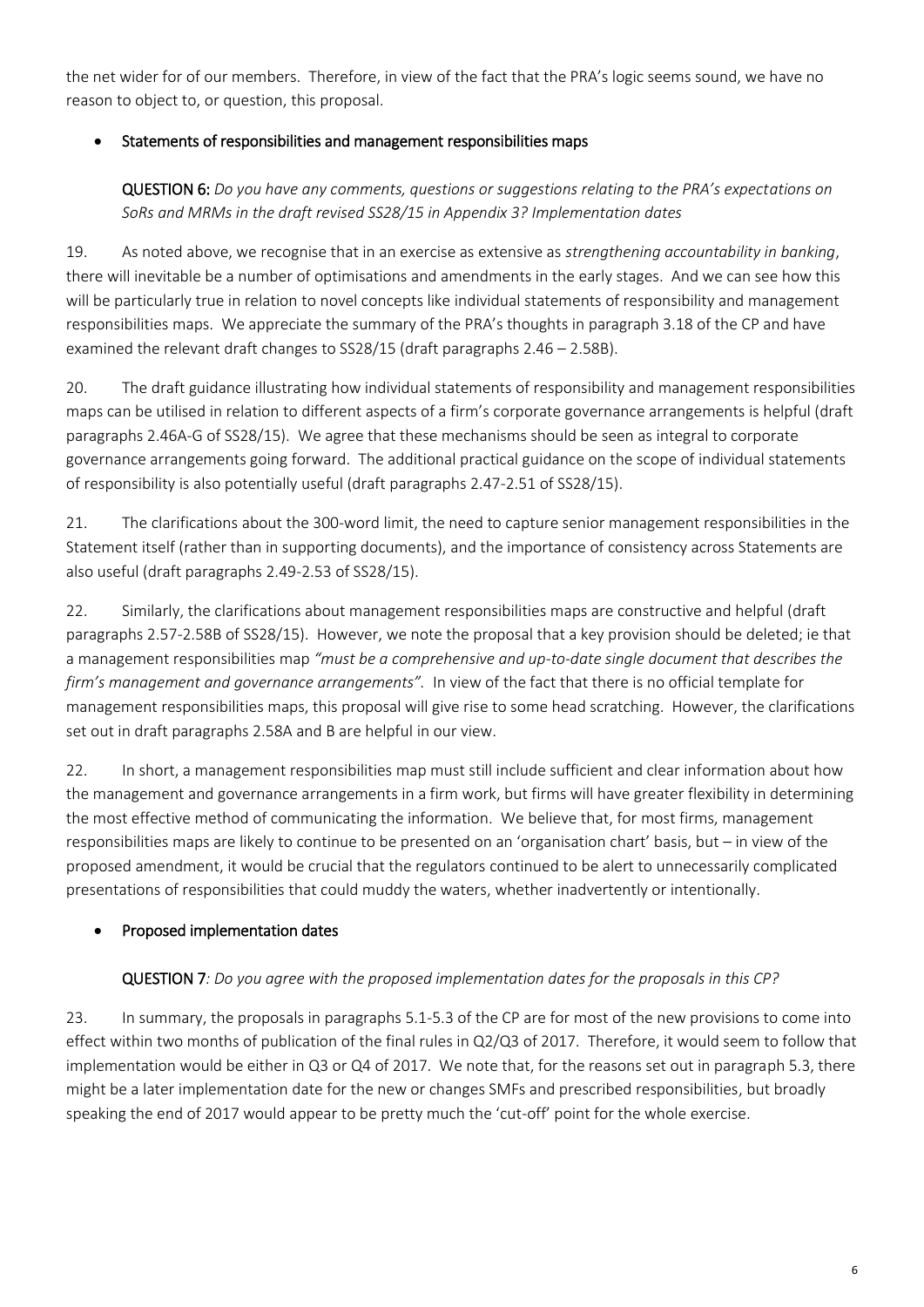the net wider for of our members. Therefore, in view of the fact that the PRA's logic seems sound, we have no reason to object to, or question, this proposal.

- **Statements of responsibilities and management responsibilities maps**

**QUESTION 6:** *Do you have any comments, questions or suggestions relating to the PRA's expectations on SoRs and MRMs in the draft revised SS28/15 in Appendix 3? Implementation dates*

19. As noted above, we recognise that in an exercise as extensive as *strengthening accountability in banking*, there will inevitable be a number of optimisations and amendments in the early stages. And we can see how this will be particularly true in relation to novel concepts like individual statements of responsibility and management responsibilities maps. We appreciate the summary of the PRA's thoughts in paragraph 3.18 of the CP and have examined the relevant draft changes to SS28/15 (draft paragraphs 2.46 – 2.58B).

20. The draft guidance illustrating how individual statements of responsibility and management responsibilities maps can be utilised in relation to different aspects of a firm's corporate governance arrangements is helpful (draft paragraphs 2.46A-G of SS28/15). We agree that these mechanisms should be seen as integral to corporate governance arrangements going forward. The additional practical guidance on the scope of individual statements of responsibility is also potentially useful (draft paragraphs 2.47-2.51 of SS28/15).

21. The clarifications about the 300-word limit, the need to capture senior management responsibilities in the Statement itself (rather than in supporting documents), and the importance of consistency across Statements are also useful (draft paragraphs 2.49-2.53 of SS28/15).

22. Similarly, the clarifications about management responsibilities maps are constructive and helpful (draft paragraphs 2.57-2.58B of SS28/15). However, we note the proposal that a key provision should be deleted; ie that a management responsibilities map *"must be a comprehensive and up-to-date single document that describes the firm's management and governance arrangements".* In view of the fact that there is no official template for management responsibilities maps, this proposal will give rise to some head scratching. However, the clarifications set out in draft paragraphs 2.58A and B are helpful in our view.

22. In short, a management responsibilities map must still include sufficient and clear information about how the management and governance arrangements in a firm work, but firms will have greater flexibility in determining the most effective method of communicating the information. We believe that, for most firms, management responsibilities maps are likely to continue to be presented on an 'organisation chart' basis, but – in view of the proposed amendment, it would be crucial that the regulators continued to be alert to unnecessarily complicated presentations of responsibilities that could muddy the waters, whether inadvertently or intentionally.

- **Proposed implementation dates**

**QUESTION 7***: Do you agree with the proposed implementation dates for the proposals in this CP?*

23. In summary, the proposals in paragraphs 5.1-5.3 of the CP are for most of the new provisions to come into effect within two months of publication of the final rules in Q2/Q3 of 2017. Therefore, it would seem to follow that implementation would be either in Q3 or Q4 of 2017. We note that, for the reasons set out in paragraph 5.3, there might be a later implementation date for the new or changes SMFs and prescribed responsibilities, but broadly speaking the end of 2017 would appear to be pretty much the 'cut-off' point for the whole exercise.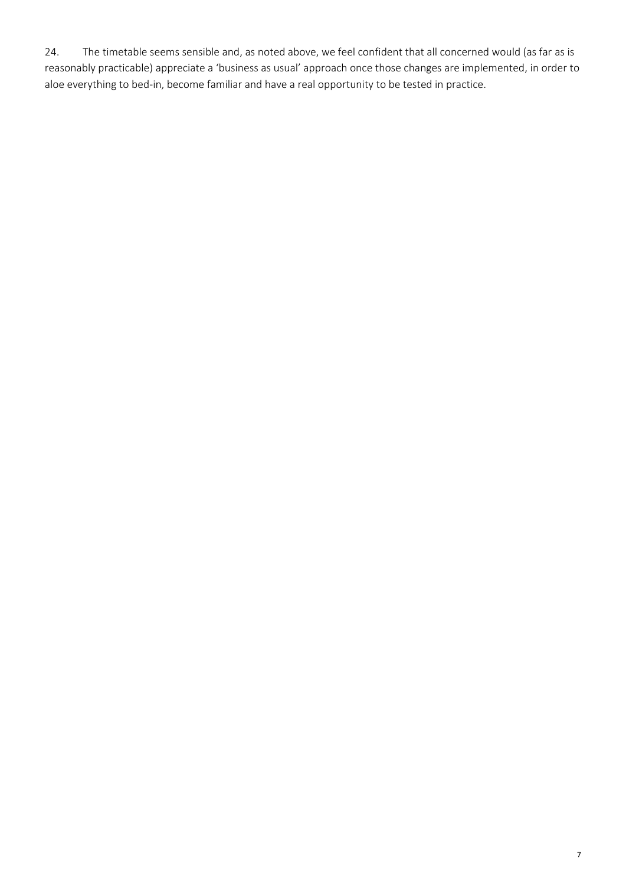24. The timetable seems sensible and, as noted above, we feel confident that all concerned would (as far as is reasonably practicable) appreciate a 'business as usual' approach once those changes are implemented, in order to aloe everything to bed-in, become familiar and have a real opportunity to be tested in practice.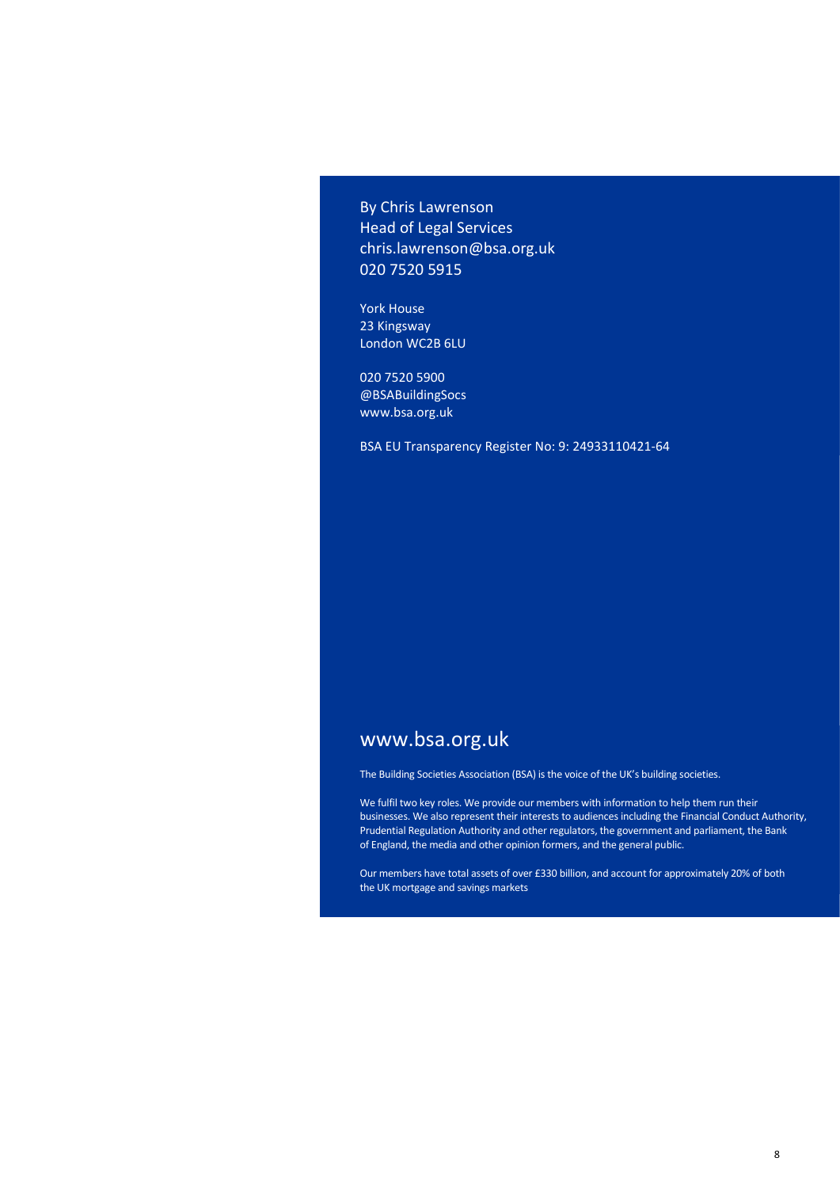By Chris Lawrenson
Head of Legal Services
chris.lawrenson@bsa.org.uk
020 7520 5915

York House
23 Kingsway
London WC2B 6LU

020 7520 5900
@BSABuildingSocs
www.bsa.org.uk

BSA EU Transparency Register No: 9: 24933110421-64

## www.bsa.org.uk

The Building Societies Association (BSA) is the voice of the UK's building societies.

We fulfil two key roles. We provide our members with information to help them run their businesses. We also represent their interests to audiences including the Financial Conduct Authority, Prudential Regulation Authority and other regulators, the government and parliament, the Bank of England, the media and other opinion formers, and the general public.

Our members have total assets of over £330 billion, and account for approximately 20% of both the UK mortgage and savings markets